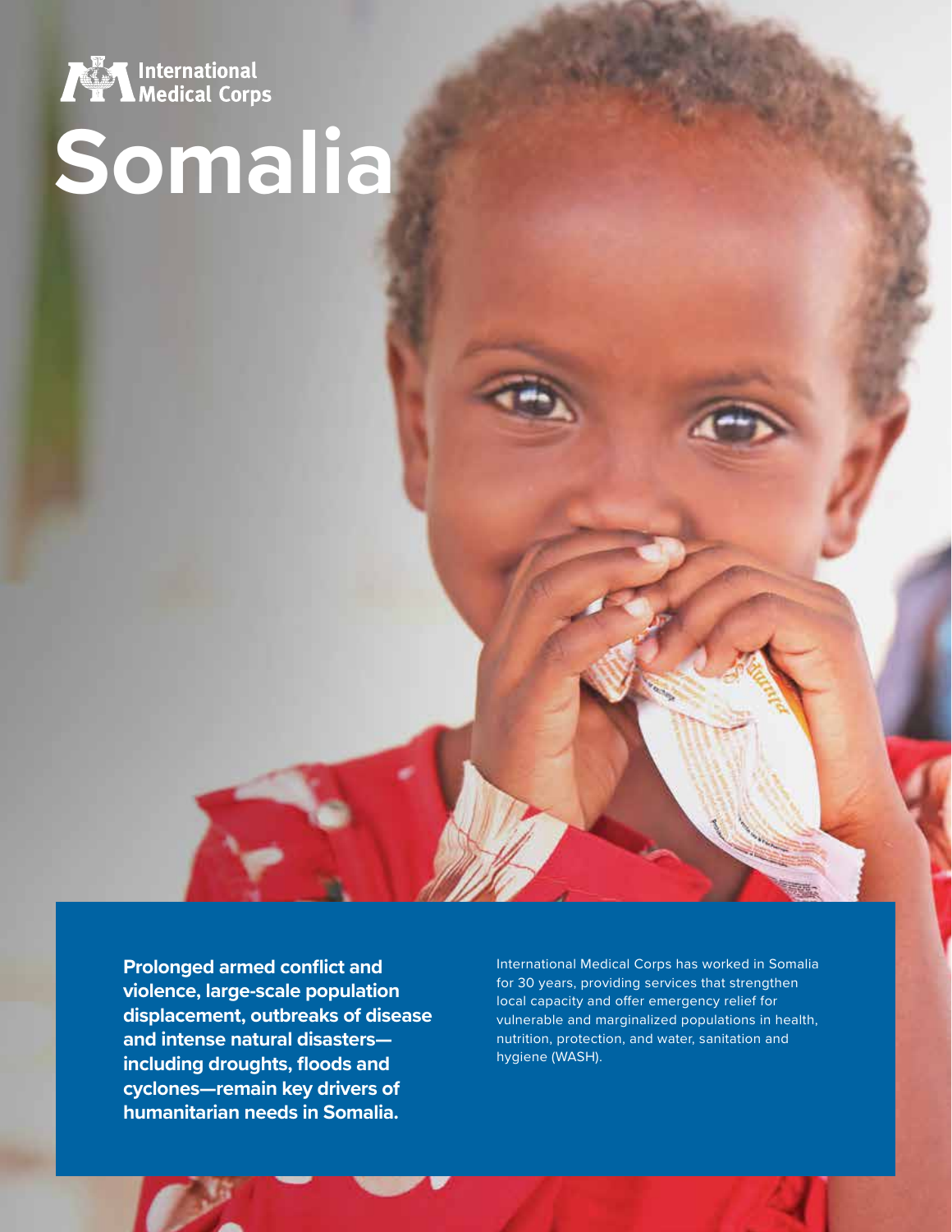International Medical Corps

# Somalia

**Prolonged armed conflict and violence, large-scale population displacement, outbreaks of disease and intense natural disasters—including droughts, floods and cyclones—remain key drivers of humanitarian needs in Somalia.**

International Medical Corps has worked in Somalia for 30 years, providing services that strengthen local capacity and offer emergency relief for vulnerable and marginalized populations in health, nutrition, protection, and water, sanitation and hygiene (WASH).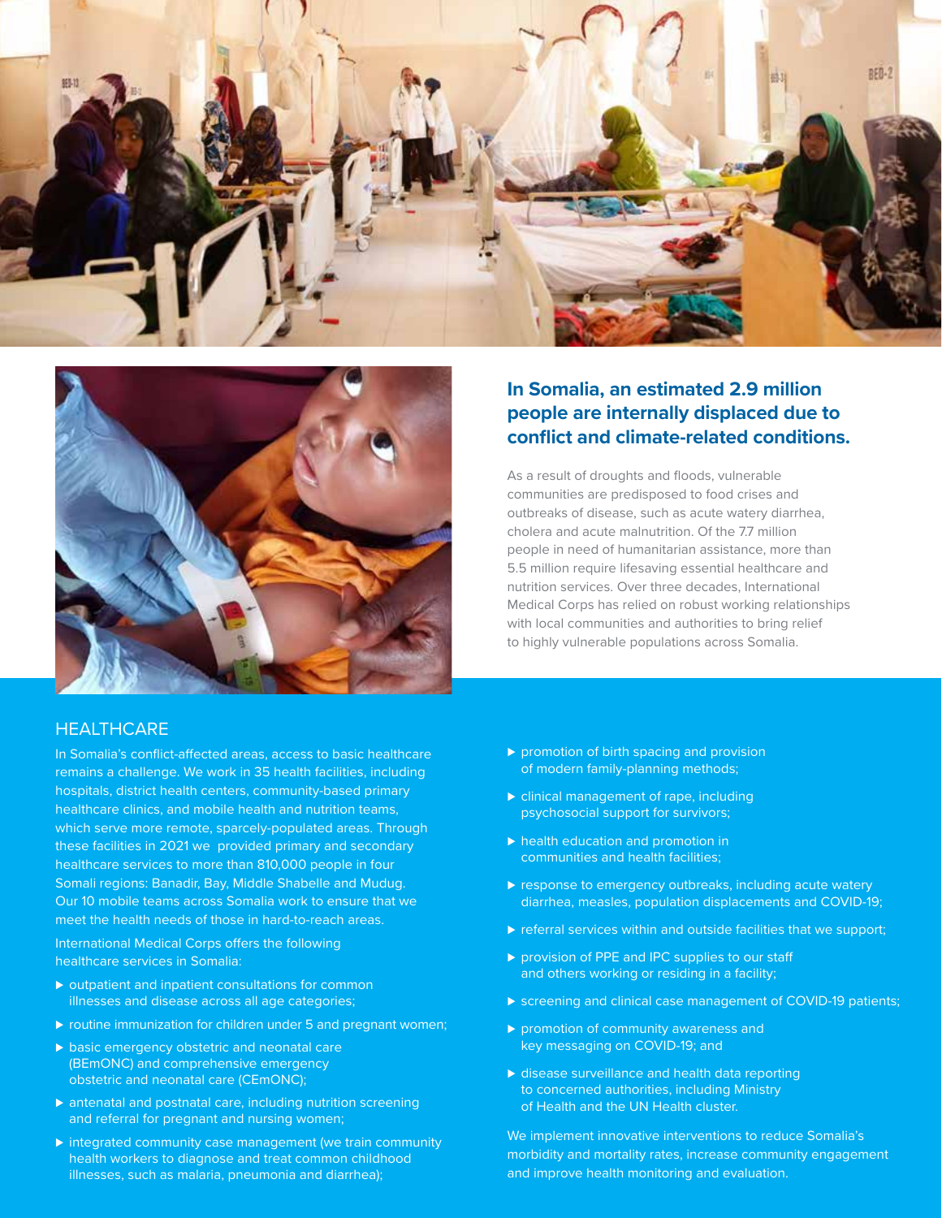## In Somalia, an estimated 2.9 million people are internally displaced due to conflict and climate-related conditions.

As a result of droughts and floods, vulnerable communities are predisposed to food crises and outbreaks of disease, such as acute watery diarrhea, cholera and acute malnutrition. Of the 7.7 million people in need of humanitarian assistance, more than 5.5 million require lifesaving essential healthcare and nutrition services. Over three decades, International Medical Corps has relied on robust working relationships with local communities and authorities to bring relief to highly vulnerable populations across Somalia.

## HEALTHCARE

In Somalia's conflict-affected areas, access to basic healthcare remains a challenge. We work in 35 health facilities, including hospitals, district health centers, community-based primary healthcare clinics, and mobile health and nutrition teams, which serve more remote, sparcely-populated areas. Through these facilities in 2021 we provided primary and secondary healthcare services to more than 810,000 people in four Somali regions: Banadir, Bay, Middle Shabelle and Mudug. Our 10 mobile teams across Somalia work to ensure that we meet the health needs of those in hard-to-reach areas.

International Medical Corps offers the following healthcare services in Somalia:

- outpatient and inpatient consultations for common illnesses and disease across all age categories;
- routine immunization for children under 5 and pregnant women;
- basic emergency obstetric and neonatal care (BEmONC) and comprehensive emergency obstetric and neonatal care (CEmONC);
- antenatal and postnatal care, including nutrition screening and referral for pregnant and nursing women;
- integrated community case management (we train community health workers to diagnose and treat common childhood illnesses, such as malaria, pneumonia and diarrhea);
- promotion of birth spacing and provision of modern family-planning methods;
- clinical management of rape, including psychosocial support for survivors;
- health education and promotion in communities and health facilities;
- response to emergency outbreaks, including acute watery diarrhea, measles, population displacements and COVID-19;
- referral services within and outside facilities that we support;
- provision of PPE and IPC supplies to our staff and others working or residing in a facility;
- screening and clinical case management of COVID-19 patients;
- promotion of community awareness and key messaging on COVID-19; and
- disease surveillance and health data reporting to concerned authorities, including Ministry of Health and the UN Health cluster.

We implement innovative interventions to reduce Somalia's morbidity and mortality rates, increase community engagement and improve health monitoring and evaluation.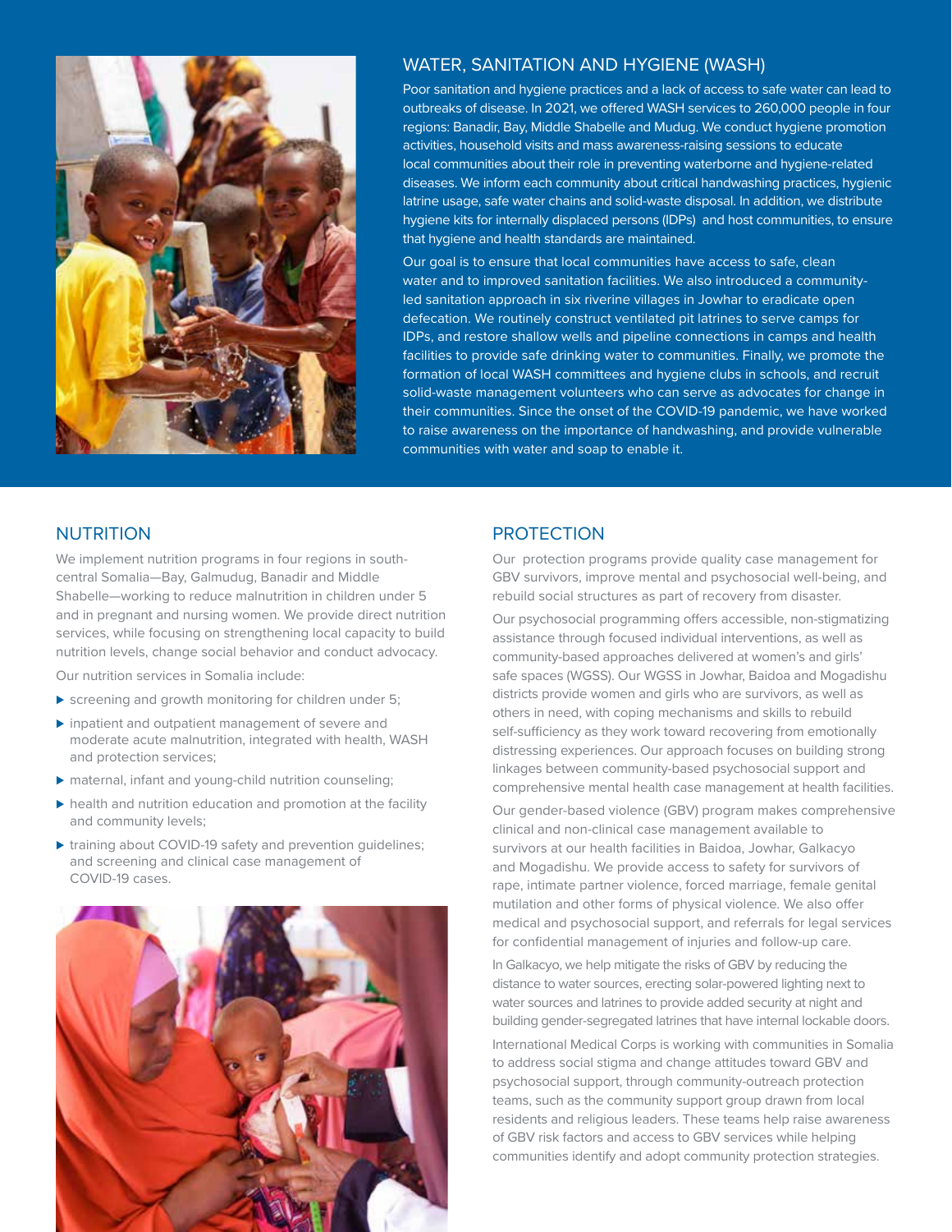## WATER, SANITATION AND HYGIENE (WASH)

Poor sanitation and hygiene practices and a lack of access to safe water can lead to outbreaks of disease. In 2021, we offered WASH services to 260,000 people in four regions: Banadir, Bay, Middle Shabelle and Mudug. We conduct hygiene promotion activities, household visits and mass awareness-raising sessions to educate local communities about their role in preventing waterborne and hygiene-related diseases. We inform each community about critical handwashing practices, hygienic latrine usage, safe water chains and solid-waste disposal. In addition, we distribute hygiene kits for internally displaced persons (IDPs) and host communities, to ensure that hygiene and health standards are maintained.

Our goal is to ensure that local communities have access to safe, clean water and to improved sanitation facilities. We also introduced a community-led sanitation approach in six riverine villages in Jowhar to eradicate open defecation. We routinely construct ventilated pit latrines to serve camps for IDPs, and restore shallow wells and pipeline connections in camps and health facilities to provide safe drinking water to communities. Finally, we promote the formation of local WASH committees and hygiene clubs in schools, and recruit solid-waste management volunteers who can serve as advocates for change in their communities. Since the onset of the COVID-19 pandemic, we have worked to raise awareness on the importance of handwashing, and provide vulnerable communities with water and soap to enable it.

## NUTRITION

We implement nutrition programs in four regions in south-central Somalia—Bay, Galmudug, Banadir and Middle Shabelle—working to reduce malnutrition in children under 5 and in pregnant and nursing women. We provide direct nutrition services, while focusing on strengthening local capacity to build nutrition levels, change social behavior and conduct advocacy.

Our nutrition services in Somalia include:

- screening and growth monitoring for children under 5;
- inpatient and outpatient management of severe and moderate acute malnutrition, integrated with health, WASH and protection services;
- maternal, infant and young-child nutrition counseling;
- health and nutrition education and promotion at the facility and community levels;
- training about COVID-19 safety and prevention guidelines; and screening and clinical case management of COVID-19 cases.

## PROTECTION

Our protection programs provide quality case management for GBV survivors, improve mental and psychosocial well-being, and rebuild social structures as part of recovery from disaster.

Our psychosocial programming offers accessible, non-stigmatizing assistance through focused individual interventions, as well as community-based approaches delivered at women's and girls' safe spaces (WGSS). Our WGSS in Jowhar, Baidoa and Mogadishu districts provide women and girls who are survivors, as well as others in need, with coping mechanisms and skills to rebuild self-sufficiency as they work toward recovering from emotionally distressing experiences. Our approach focuses on building strong linkages between community-based psychosocial support and comprehensive mental health case management at health facilities.

Our gender-based violence (GBV) program makes comprehensive clinical and non-clinical case management available to survivors at our health facilities in Baidoa, Jowhar, Galkacyo and Mogadishu. We provide access to safety for survivors of rape, intimate partner violence, forced marriage, female genital mutilation and other forms of physical violence. We also offer medical and psychosocial support, and referrals for legal services for confidential management of injuries and follow-up care.

In Galkacyo, we help mitigate the risks of GBV by reducing the distance to water sources, erecting solar-powered lighting next to water sources and latrines to provide added security at night and building gender-segregated latrines that have internal lockable doors.

International Medical Corps is working with communities in Somalia to address social stigma and change attitudes toward GBV and psychosocial support, through community-outreach protection teams, such as the community support group drawn from local residents and religious leaders. These teams help raise awareness of GBV risk factors and access to GBV services while helping communities identify and adopt community protection strategies.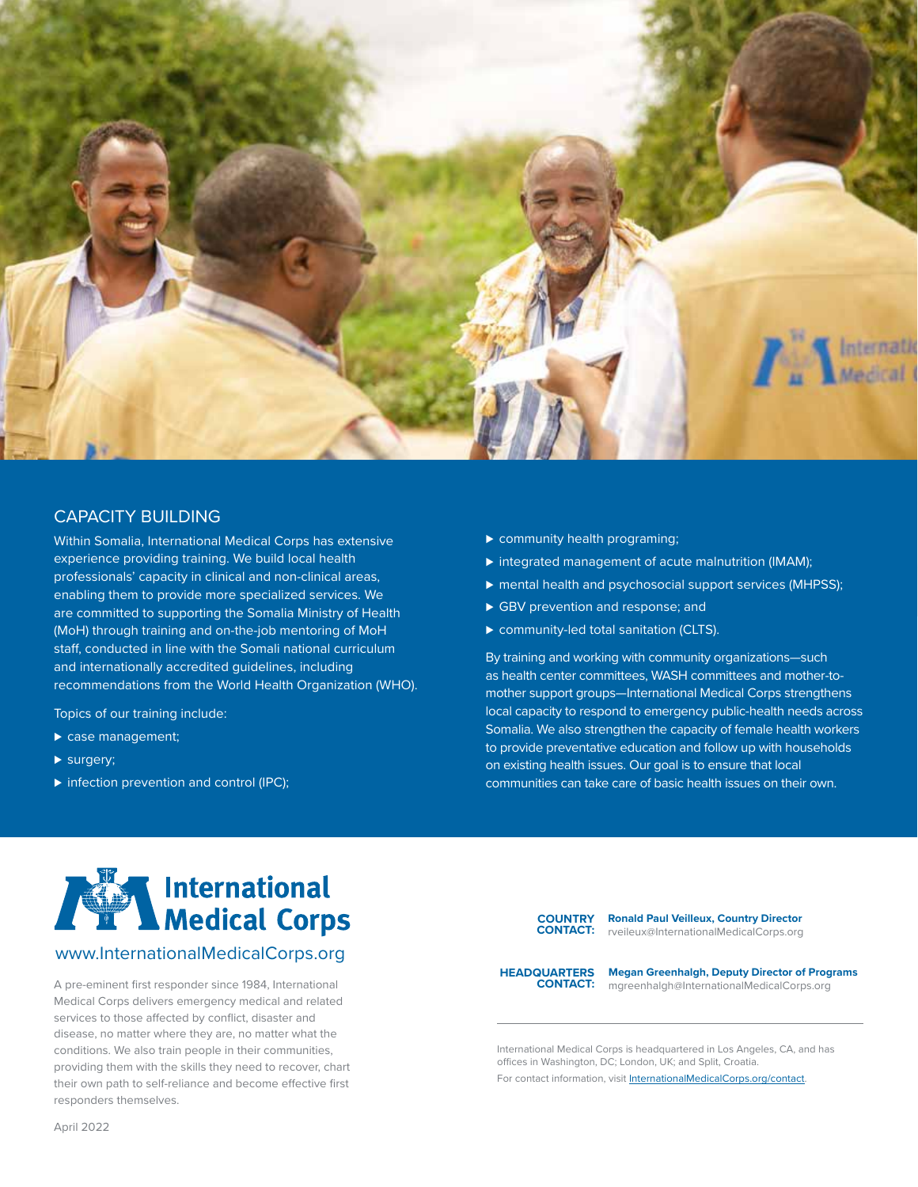## CAPACITY BUILDING

Within Somalia, International Medical Corps has extensive experience providing training. We build local health professionals' capacity in clinical and non-clinical areas, enabling them to provide more specialized services. We are committed to supporting the Somalia Ministry of Health (MoH) through training and on-the-job mentoring of MoH staff, conducted in line with the Somali national curriculum and internationally accredited guidelines, including recommendations from the World Health Organization (WHO).

Topics of our training include:

- case management;
- surgery;
- infection prevention and control (IPC);
- community health programing;
- integrated management of acute malnutrition (IMAM);
- mental health and psychosocial support services (MHPSS);
- GBV prevention and response; and
- community-led total sanitation (CLTS).

By training and working with community organizations—such as health center committees, WASH committees and mother-to-mother support groups—International Medical Corps strengthens local capacity to respond to emergency public-health needs across Somalia. We also strengthen the capacity of female health workers to provide preventative education and follow up with households on existing health issues. Our goal is to ensure that local communities can take care of basic health issues on their own.

**International Medical Corps**

www.InternationalMedicalCorps.org

A pre-eminent first responder since 1984, International Medical Corps delivers emergency medical and related services to those affected by conflict, disaster and disease, no matter where they are, no matter what the conditions. We also train people in their communities, providing them with the skills they need to recover, chart their own path to self-reliance and become effective first responders themselves.

**COUNTRY CONTACT:** **Ronald Paul Veilleux, Country Director**
rveileux@InternationalMedicalCorps.org

**HEADQUARTERS CONTACT:** **Megan Greenhalgh, Deputy Director of Programs**
mgreenhalgh@InternationalMedicalCorps.org

International Medical Corps is headquartered in Los Angeles, CA, and has offices in Washington, DC; London, UK; and Split, Croatia.
For contact information, visit InternationalMedicalCorps.org/contact.

April 2022